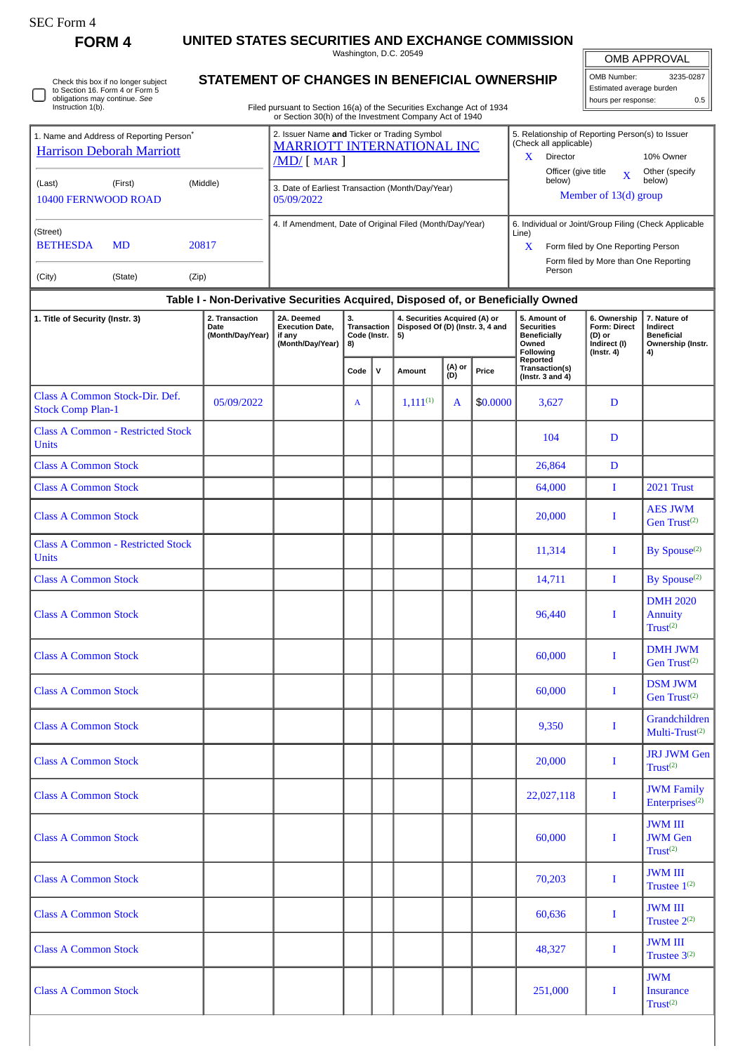SEC Form 4

**FORM 4**

# UNITED STATES SECURITIES AND EXCHANGE COMMISSION

Washington, D.C. 20549

## STATEMENT OF CHANGES IN BENEFICIAL OWNERSHIP

Filed pursuant to Section 16(a) of the Securities Exchange Act of 1934
or Section 30(h) of the Investment Company Act of 1940

| OMB APPROVAL | |
|---|---|
| OMB Number: | 3235-0287 |
| Estimated average burden | |
| hours per response: | 0.5 |

☐ Check this box if no longer subject to Section 16. Form 4 or Form 5 obligations may continue. *See* Instruction 1(b).

1. Name and Address of Reporting Person*
Harrison Deborah Marriott

(Last) (First) (Middle)
10400 FERNWOOD ROAD

(Street)
BETHESDA MD 20817

(City) (State) (Zip)

2. Issuer Name **and** Ticker or Trading Symbol
MARRIOTT INTERNATIONAL INC /MD/ [ MAR ]

3. Date of Earliest Transaction (Month/Day/Year)
05/09/2022

4. If Amendment, Date of Original Filed (Month/Day/Year)

5. Relationship of Reporting Person(s) to Issuer (Check all applicable)
X Director
10% Owner
Officer (give title below)
X Other (specify below)
Member of 13(d) group

6. Individual or Joint/Group Filing (Check Applicable Line)
X Form filed by One Reporting Person
Form filed by More than One Reporting Person

### Table I - Non-Derivative Securities Acquired, Disposed of, or Beneficially Owned

| 1. Title of Security (Instr. 3) | 2. Transaction Date (Month/Day/Year) | 2A. Deemed Execution Date, if any (Month/Day/Year) | 3. Transaction Code (Instr. 8) | | 4. Securities Acquired (A) or Disposed Of (D) (Instr. 3, 4 and 5) | | | 5. Amount of Securities Beneficially Owned Following Reported Transaction(s) (Instr. 3 and 4) | 6. Ownership Form: Direct (D) or Indirect (I) (Instr. 4) | 7. Nature of Indirect Beneficial Ownership (Instr. 4) |
|---|---|---|---|---|---|---|---|---|---|---|
| | | | Code | V | Amount | (A) or (D) | Price | | | |
| Class A Common Stock-Dir. Def. Stock Comp Plan-1 | 05/09/2022 | | A | | 1,111[(1)] | A | $0.0000 | 3,627 | D | |
| Class A Common - Restricted Stock Units | | | | | | | | 104 | D | |
| Class A Common Stock | | | | | | | | 26,864 | D | |
| Class A Common Stock | | | | | | | | 64,000 | I | 2021 Trust |
| Class A Common Stock | | | | | | | | 20,000 | I | AES JWM Gen Trust[(2)] |
| Class A Common - Restricted Stock Units | | | | | | | | 11,314 | I | By Spouse[(2)] |
| Class A Common Stock | | | | | | | | 14,711 | I | By Spouse[(2)] |
| Class A Common Stock | | | | | | | | 96,440 | I | DMH 2020 Annuity Trust[(2)] |
| Class A Common Stock | | | | | | | | 60,000 | I | DMH JWM Gen Trust[(2)] |
| Class A Common Stock | | | | | | | | 60,000 | I | DSM JWM Gen Trust[(2)] |
| Class A Common Stock | | | | | | | | 9,350 | I | Grandchildren Multi-Trust[(2)] |
| Class A Common Stock | | | | | | | | 20,000 | I | JRJ JWM Gen Trust[(2)] |
| Class A Common Stock | | | | | | | | 22,027,118 | I | JWM Family Enterprises[(2)] |
| Class A Common Stock | | | | | | | | 60,000 | I | JWM III JWM Gen Trust[(2)] |
| Class A Common Stock | | | | | | | | 70,203 | I | JWM III Trustee 1[(2)] |
| Class A Common Stock | | | | | | | | 60,636 | I | JWM III Trustee 2[(2)] |
| Class A Common Stock | | | | | | | | 48,327 | I | JWM III Trustee 3[(2)] |
| Class A Common Stock | | | | | | | | 251,000 | I | JWM Insurance Trust[(2)] |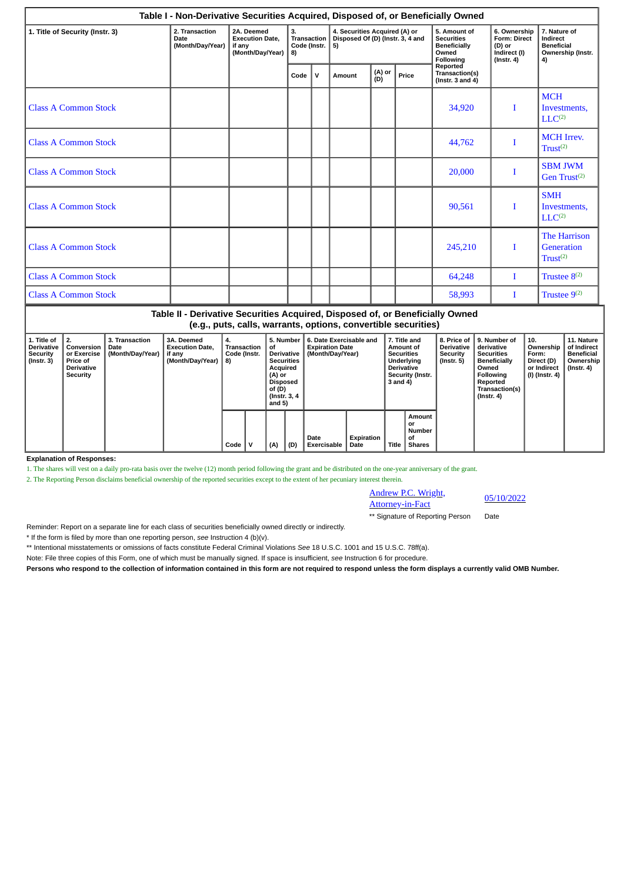## Table I - Non-Derivative Securities Acquired, Disposed of, or Beneficially Owned

| 1. Title of Security (Instr. 3) | 2. Transaction Date (Month/Day/Year) | 2A. Deemed Execution Date, if any (Month/Day/Year) | 3. Transaction Code (Instr. 8) | | 4. Securities Acquired (A) or Disposed Of (D) (Instr. 3, 4 and 5) | | | 5. Amount of Securities Beneficially Owned Following Reported Transaction(s) (Instr. 3 and 4) | 6. Ownership Form: Direct (D) or Indirect (I) (Instr. 4) | 7. Nature of Indirect Beneficial Ownership (Instr. 4) |
|---|---|---|---|---|---|---|---|---|---|---|
| | | | Code | V | Amount | (A) or (D) | Price | | | |
| Class A Common Stock | | | | | | | | 34,920 | I | MCH Investments, LLC[(2)] |
| Class A Common Stock | | | | | | | | 44,762 | I | MCH Irrev. Trust[(2)] |
| Class A Common Stock | | | | | | | | 20,000 | I | SBM JWM Gen Trust[(2)] |
| Class A Common Stock | | | | | | | | 90,561 | I | SMH Investments, LLC[(2)] |
| Class A Common Stock | | | | | | | | 245,210 | I | The Harrison Generation Trust[(2)] |
| Class A Common Stock | | | | | | | | 64,248 | I | Trustee 8[(2)] |
| Class A Common Stock | | | | | | | | 58,993 | I | Trustee 9[(2)] |

## Table II - Derivative Securities Acquired, Disposed of, or Beneficially Owned (e.g., puts, calls, warrants, options, convertible securities)

| 1. Title of Derivative Security (Instr. 3) | 2. Conversion or Exercise Price of Derivative Security | 3. Transaction Date (Month/Day/Year) | 3A. Deemed Execution Date, if any (Month/Day/Year) | 4. Transaction Code (Instr. 8) | | 5. Number of Derivative Securities Acquired (A) or Disposed of (D) (Instr. 3, 4 and 5) | | 6. Date Exercisable and Expiration Date (Month/Day/Year) | | 7. Title and Amount of Securities Underlying Derivative Security (Instr. 3 and 4) | | 8. Price of Derivative Security (Instr. 5) | 9. Number of derivative Securities Beneficially Owned Following Reported Transaction(s) (Instr. 4) | 10. Ownership Form: Direct (D) or Indirect (I) (Instr. 4) | 11. Nature of Indirect Beneficial Ownership (Instr. 4) |
|---|---|---|---|---|---|---|---|---|---|---|---|---|---|---|---|
| | | | | Code | V | (A) | (D) | Date Exercisable | Expiration Date | Title | Amount or Number of Shares | | | | |

**Explanation of Responses:**

1. The shares will vest on a daily pro-rata basis over the twelve (12) month period following the grant and be distributed on the one-year anniversary of the grant.

2. The Reporting Person disclaims beneficial ownership of the reported securities except to the extent of her pecuniary interest therein.

Andrew P.C. Wright, Attorney-in-Fact — 05/10/2022

** Signature of Reporting Person — Date

Reminder: Report on a separate line for each class of securities beneficially owned directly or indirectly.

* If the form is filed by more than one reporting person, *see* Instruction 4 (b)(v).

** Intentional misstatements or omissions of facts constitute Federal Criminal Violations *See* 18 U.S.C. 1001 and 15 U.S.C. 78ff(a).

Note: File three copies of this Form, one of which must be manually signed. If space is insufficient, *see* Instruction 6 for procedure.

**Persons who respond to the collection of information contained in this form are not required to respond unless the form displays a currently valid OMB Number.**